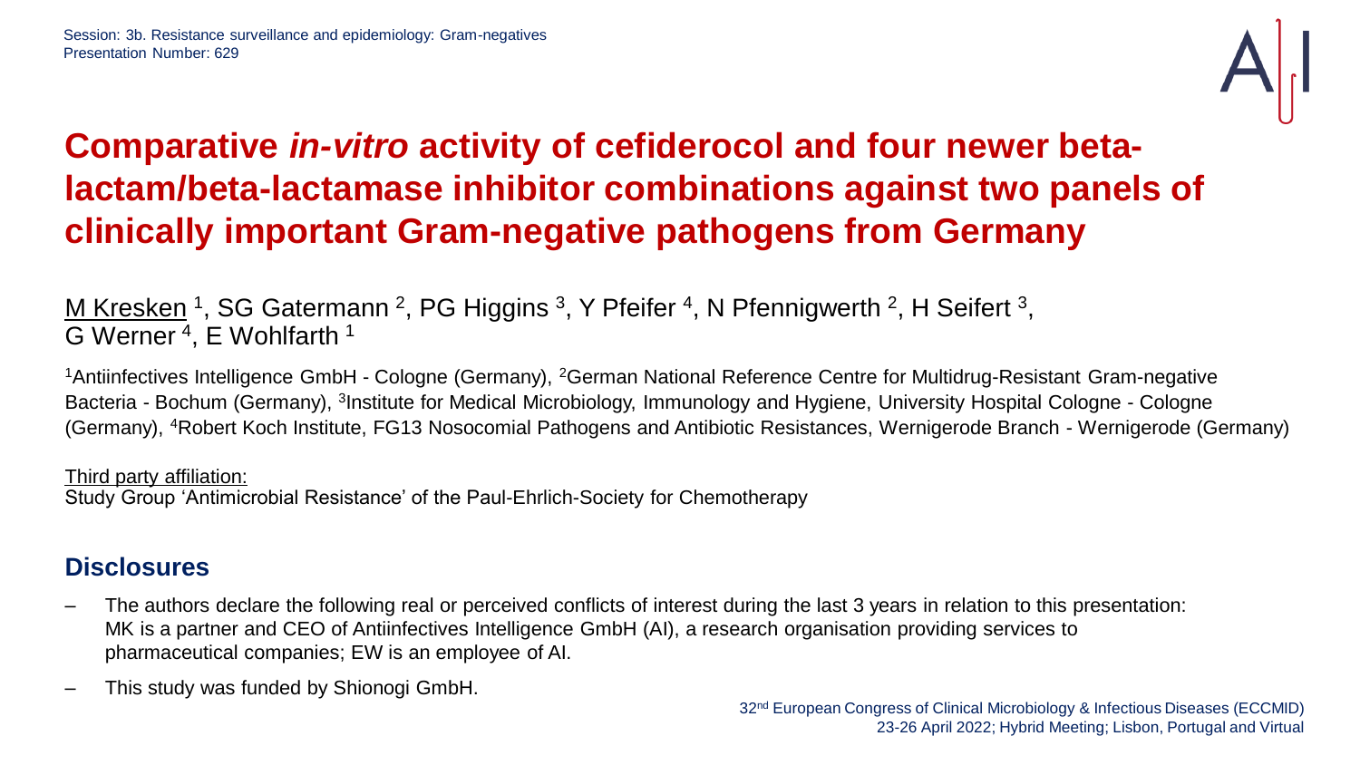Session: 3b. Resistance surveillance and epidemiology: Gram-negatives
Presentation Number: 629

# Comparative *in-vitro* activity of cefiderocol and four newer beta-lactam/beta-lactamase inhibitor combinations against two panels of clinically important Gram-negative pathogens from Germany

M Kresken [1], SG Gatermann [2], PG Higgins [3], Y Pfeifer [4], N Pfennigwerth [2], H Seifert [3], G Werner [4], E Wohlfarth [1]

[1]Antiinfectives Intelligence GmbH - Cologne (Germany), [2]German National Reference Centre for Multidrug-Resistant Gram-negative Bacteria - Bochum (Germany), [3]Institute for Medical Microbiology, Immunology and Hygiene, University Hospital Cologne - Cologne (Germany), [4]Robert Koch Institute, FG13 Nosocomial Pathogens and Antibiotic Resistances, Wernigerode Branch - Wernigerode (Germany)

Third party affiliation:
Study Group 'Antimicrobial Resistance' of the Paul-Ehrlich-Society for Chemotherapy

## Disclosures

- The authors declare the following real or perceived conflicts of interest during the last 3 years in relation to this presentation: MK is a partner and CEO of Antiinfectives Intelligence GmbH (AI), a research organisation providing services to pharmaceutical companies; EW is an employee of AI.
- This study was funded by Shionogi GmbH.

32nd European Congress of Clinical Microbiology & Infectious Diseases (ECCMID)
23-26 April 2022; Hybrid Meeting; Lisbon, Portugal and Virtual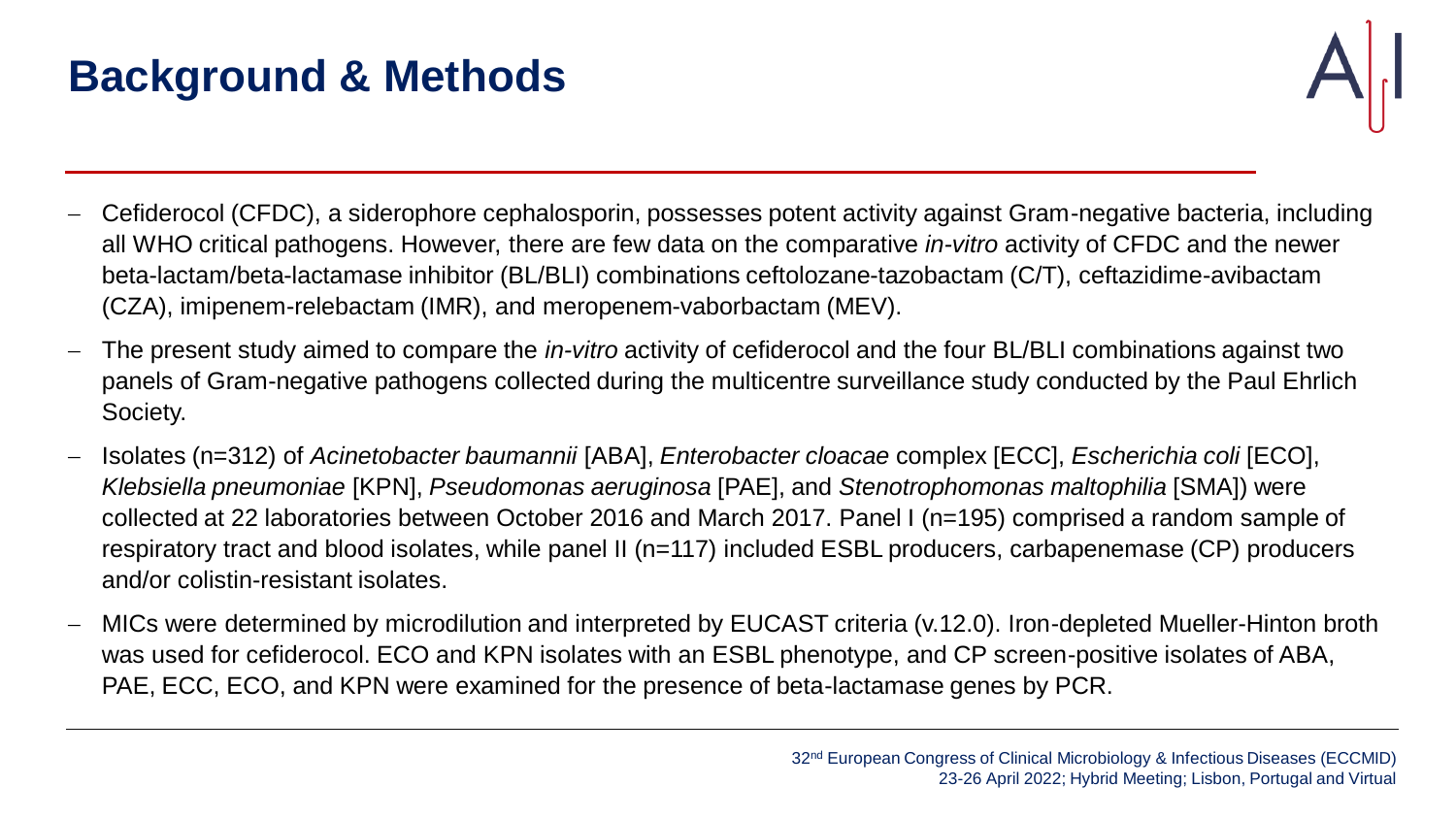# Background & Methods

- Cefiderocol (CFDC), a siderophore cephalosporin, possesses potent activity against Gram-negative bacteria, including all WHO critical pathogens. However, there are few data on the comparative *in-vitro* activity of CFDC and the newer beta-lactam/beta-lactamase inhibitor (BL/BLI) combinations ceftolozane-tazobactam (C/T), ceftazidime-avibactam (CZA), imipenem-relebactam (IMR), and meropenem-vaborbactam (MEV).
- The present study aimed to compare the *in-vitro* activity of cefiderocol and the four BL/BLI combinations against two panels of Gram-negative pathogens collected during the multicentre surveillance study conducted by the Paul Ehrlich Society.
- Isolates (n=312) of *Acinetobacter baumannii* [ABA], *Enterobacter cloacae* complex [ECC], *Escherichia coli* [ECO], *Klebsiella pneumoniae* [KPN], *Pseudomonas aeruginosa* [PAE], and *Stenotrophomonas maltophilia* [SMA]) were collected at 22 laboratories between October 2016 and March 2017. Panel I (n=195) comprised a random sample of respiratory tract and blood isolates, while panel II (n=117) included ESBL producers, carbapenemase (CP) producers and/or colistin-resistant isolates.
- MICs were determined by microdilution and interpreted by EUCAST criteria (v.12.0). Iron-depleted Mueller-Hinton broth was used for cefiderocol. ECO and KPN isolates with an ESBL phenotype, and CP screen-positive isolates of ABA, PAE, ECC, ECO, and KPN were examined for the presence of beta-lactamase genes by PCR.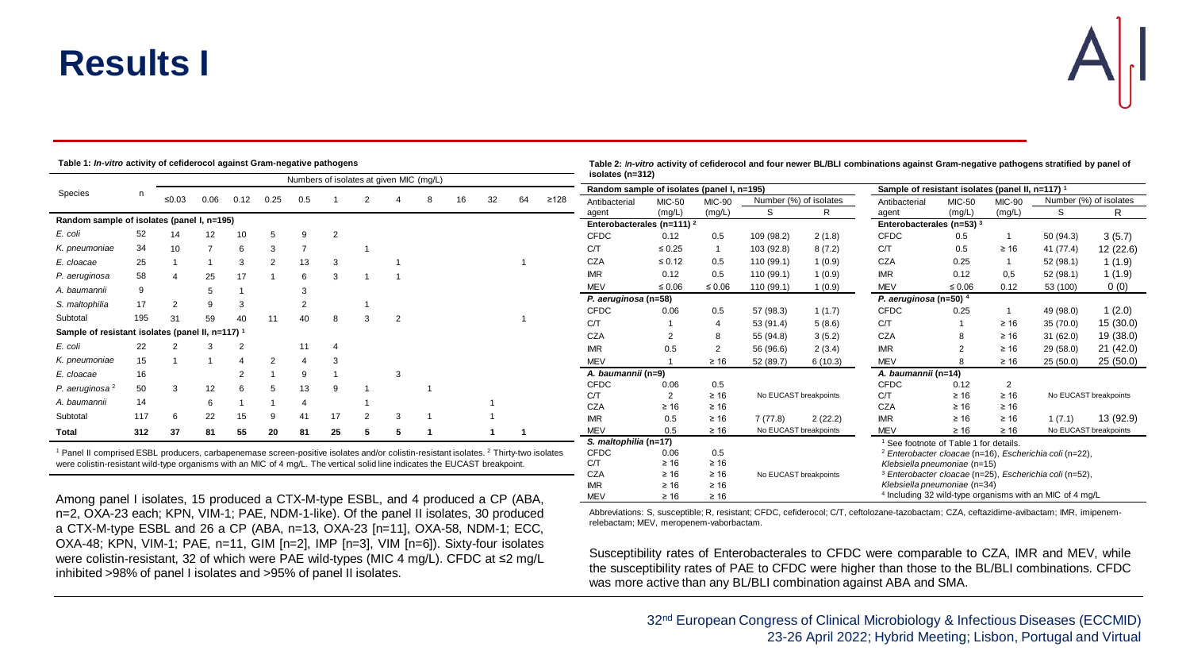# Results I

**Table 1:** *In-vitro* **activity of cefiderocol against Gram-negative pathogens**

| Species | n | Numbers of isolates at given MIC (mg/L) | | | | | | | | | | | | |
|---|---|---|---|---|---|---|---|---|---|---|---|---|---|---|
| | | ≤0.03 | 0.06 | 0.12 | 0.25 | 0.5 | 1 | 2 | 4 | 8 | 16 | 32 | 64 | ≥128 |
| **Random sample of isolates (panel I, n=195)** | | | | | | | | | | | | | | |
| *E. coli* | 52 | 14 | 12 | 10 | 5 | 9 | 2 | | | | | | | |
| *K. pneumoniae* | 34 | 10 | 7 | 6 | 3 | 7 | | 1 | | | | | | |
| *E. cloacae* | 25 | 1 | 1 | 3 | 2 | 13 | 3 | | 1 | | | | 1 | |
| *P. aeruginosa* | 58 | 4 | 25 | 17 | 1 | 6 | 3 | 1 | 1 | | | | | |
| *A. baumannii* | 9 | | 5 | 1 | | 3 | | | | | | | | |
| *S. maltophilia* | 17 | 2 | 9 | 3 | | 2 | | 1 | | | | | | |
| Subtotal | 195 | 31 | 59 | 40 | 11 | 40 | 8 | 3 | 2 | | | | 1 | |
| **Sample of resistant isolates (panel II, n=117)** [1] | | | | | | | | | | | | | | |
| *E. coli* | 22 | 2 | 3 | 2 | | 11 | 4 | | | | | | | |
| *K. pneumoniae* | 15 | 1 | 1 | 4 | 2 | 4 | 3 | | | | | | | |
| *E. cloacae* | 16 | | | 2 | 1 | 9 | 1 | | 3 | | | | | |
| *P. aeruginosa* [2] | 50 | 3 | 12 | 6 | 5 | 13 | 9 | 1 | | 1 | | | | |
| *A. baumannii* | 14 | | 6 | 1 | 1 | 4 | | 1 | | | | 1 | | |
| Subtotal | 117 | 6 | 22 | 15 | 9 | 41 | 17 | 2 | 3 | 1 | | 1 | | |
| **Total** | **312** | **37** | **81** | **55** | **20** | **81** | **25** | **5** | **5** | **1** | | **1** | **1** | |

[1] Panel II comprised ESBL producers, carbapenemase screen-positive isolates and/or colistin-resistant isolates. [2] Thirty-two isolates were colistin-resistant wild-type organisms with an MIC of 4 mg/L. The vertical solid line indicates the EUCAST breakpoint.

Among panel I isolates, 15 produced a CTX-M-type ESBL, and 4 produced a CP (ABA, n=2, OXA-23 each; KPN, VIM-1; PAE, NDM-1-like). Of the panel II isolates, 30 produced a CTX-M-type ESBL and 26 a CP (ABA, n=13, OXA-23 [n=11], OXA-58, NDM-1; ECC, OXA-48; KPN, VIM-1; PAE, n=11, GIM [n=2], IMP [n=3], VIM [n=6]). Sixty-four isolates were colistin-resistant, 32 of which were PAE wild-types (MIC 4 mg/L). CFDC at ≤2 mg/L inhibited >98% of panel I isolates and >95% of panel II isolates.

**Table 2:** *In-vitro* **activity of cefiderocol and four newer BL/BLI combinations against Gram-negative pathogens stratified by panel of isolates (n=312)**

| **Random sample of isolates (panel I, n=195)** | | | | | **Sample of resistant isolates (panel II, n=117)** [1] | | | | |
|---|---|---|---|---|---|---|---|---|---|
| Antibacterial agent | MIC-50 (mg/L) | MIC-90 (mg/L) | Number (%) of isolates S | Number (%) of isolates R | Antibacterial agent | MIC-50 (mg/L) | MIC-90 (mg/L) | Number (%) of isolates S | Number (%) of isolates R |
| **Enterobacterales (n=111)** [2] | | | | | **Enterobacterales (n=53)** [3] | | | | |
| CFDC | 0.12 | 0.5 | 109 (98.2) | 2 (1.8) | CFDC | 0.5 | 1 | 50 (94.3) | 3 (5.7) |
| C/T | ≤ 0.25 | 1 | 103 (92.8) | 8 (7.2) | C/T | 0.5 | ≥ 16 | 41 (77.4) | 12 (22.6) |
| CZA | ≤ 0.12 | 0.5 | 110 (99.1) | 1 (0.9) | CZA | 0.25 | 1 | 52 (98.1) | 1 (1.9) |
| IMR | 0.12 | 0.5 | 110 (99.1) | 1 (0.9) | IMR | 0.12 | 0,5 | 52 (98.1) | 1 (1.9) |
| MEV | ≤ 0.06 | ≤ 0.06 | 110 (99.1) | 1 (0.9) | MEV | ≤ 0.06 | 0.12 | 53 (100) | 0 (0) |
| ***P. aeruginosa* (n=58)** | | | | | ***P. aeruginosa* (n=50)** [4] | | | | |
| CFDC | 0.06 | 0.5 | 57 (98.3) | 1 (1.7) | CFDC | 0.25 | 1 | 49 (98.0) | 1 (2.0) |
| C/T | 1 | 4 | 53 (91.4) | 5 (8.6) | C/T | 1 | ≥ 16 | 35 (70.0) | 15 (30.0) |
| CZA | 2 | 8 | 55 (94.8) | 3 (5.2) | CZA | 8 | ≥ 16 | 31 (62.0) | 19 (38.0) |
| IMR | 0.5 | 2 | 56 (96.6) | 2 (3.4) | IMR | 2 | ≥ 16 | 29 (58.0) | 21 (42.0) |
| MEV | 1 | ≥ 16 | 52 (89.7) | 6 (10.3) | MEV | 8 | ≥ 16 | 25 (50.0) | 25 (50.0) |
| ***A. baumannii* (n=9)** | | | | | ***A. baumannii* (n=14)** | | | | |
| CFDC | 0.06 | 0.5 | No EUCAST breakpoints | | CFDC | 0.12 | 2 | No EUCAST breakpoints | |
| C/T | 2 | ≥ 16 | No EUCAST breakpoints | | C/T | ≥ 16 | ≥ 16 | No EUCAST breakpoints | |
| CZA | ≥ 16 | ≥ 16 | No EUCAST breakpoints | | CZA | ≥ 16 | ≥ 16 | No EUCAST breakpoints | |
| IMR | 0.5 | ≥ 16 | 7 (77.8) | 2 (22.2) | IMR | ≥ 16 | ≥ 16 | 1 (7.1) | 13 (92.9) |
| MEV | 0.5 | ≥ 16 | No EUCAST breakpoints | | MEV | ≥ 16 | ≥ 16 | No EUCAST breakpoints | |
| ***S. maltophilia* (n=17)** | | | | | | | | | |
| CFDC | 0.06 | 0.5 | No EUCAST breakpoints | | | | | | |
| C/T | ≥ 16 | ≥ 16 | No EUCAST breakpoints | | | | | | |
| CZA | ≥ 16 | ≥ 16 | No EUCAST breakpoints | | | | | | |
| IMR | ≥ 16 | ≥ 16 | No EUCAST breakpoints | | | | | | |
| MEV | ≥ 16 | ≥ 16 | No EUCAST breakpoints | | | | | | |

[1] See footnote of Table 1 for details.
[2] *Enterobacter cloacae* (n=16), *Escherichia coli* (n=22), *Klebsiella pneumoniae* (n=15)
[3] *Enterobacter cloacae* (n=25), *Escherichia coli* (n=52), *Klebsiella pneumoniae* (n=34)
[4] Including 32 wild-type organisms with an MIC of 4 mg/L

Abbreviations: S, susceptible; R, resistant; CFDC, cefiderocol; C/T, ceftolozane-tazobactam; CZA, ceftazidime-avibactam; IMR, imipenem-relebactam; MEV, meropenem-vaborbactam.

Susceptibility rates of Enterobacterales to CFDC were comparable to CZA, IMR and MEV, while the susceptibility rates of PAE to CFDC were higher than those to the BL/BLI combinations. CFDC was more active than any BL/BLI combination against ABA and SMA.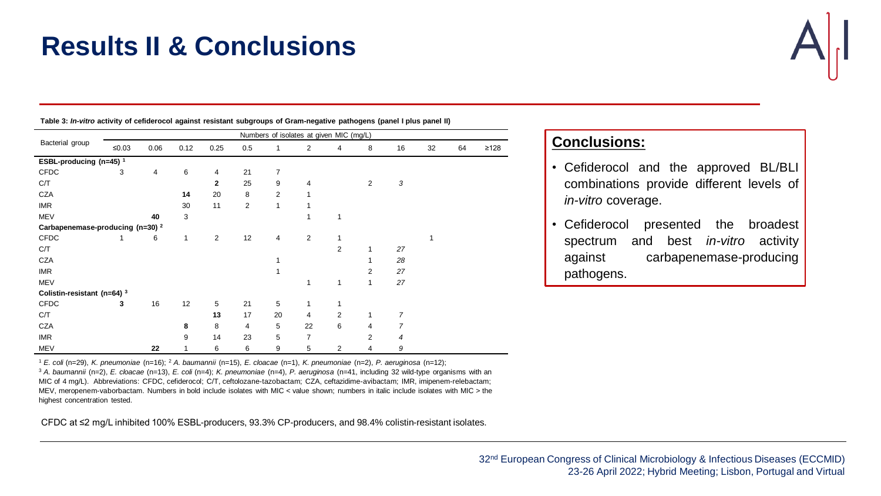# Results II & Conclusions

**Table 3: *In-vitro* activity of cefiderocol against resistant subgroups of Gram-negative pathogens (panel I plus panel II)**

| Bacterial group | Numbers of isolates at given MIC (mg/L) | | | | | | | | | | | | |
|---|---|---|---|---|---|---|---|---|---|---|---|---|---|
| | ≤0.03 | 0.06 | 0.12 | 0.25 | 0.5 | 1 | 2 | 4 | 8 | 16 | 32 | 64 | ≥128 |
| **ESBL-producing (n=45)** [1] | | | | | | | | | | | | | |
| CFDC | 3 | 4 | 6 | 4 | 21 | 7 | | | | | | | |
| C/T | | | | **2** | 25 | 9 | 4 | | 2 | *3* | | | |
| CZA | | | **14** | 20 | 8 | 2 | 1 | | | | | | |
| IMR | | | 30 | 11 | 2 | 1 | 1 | | | | | | |
| MEV | | **40** | 3 | | | | 1 | 1 | | | | | |
| **Carbapenemase-producing (n=30)** [2] | | | | | | | | | | | | | |
| CFDC | 1 | 6 | 1 | 2 | 12 | 4 | 2 | 1 | | | 1 | | |
| C/T | | | | | | | | 2 | 1 | *27* | | | |
| CZA | | | | | | 1 | | | 1 | *28* | | | |
| IMR | | | | | | 1 | | | 2 | *27* | | | |
| MEV | | | | | | | 1 | 1 | 1 | *27* | | | |
| **Colistin-resistant (n=64)** [3] | | | | | | | | | | | | | |
| CFDC | **3** | 16 | 12 | 5 | 21 | 5 | 1 | 1 | | | | | |
| C/T | | | | **13** | 17 | 20 | 4 | 2 | 1 | *7* | | | |
| CZA | | | **8** | 8 | 4 | 5 | 22 | 6 | 4 | *7* | | | |
| IMR | | | 9 | 14 | 23 | 5 | 7 | | 2 | *4* | | | |
| MEV | | **22** | 1 | 6 | 6 | 9 | 5 | 2 | 4 | *9* | | | |

[1] *E. coli* (n=29), *K. pneumoniae* (n=16); [2] *A. baumannii* (n=15), *E. cloacae* (n=1), *K. pneumoniae* (n=2), *P. aeruginosa* (n=12);
[3] *A. baumannii* (n=2), *E. cloacae* (n=13), *E. coli* (n=4); *K. pneumoniae* (n=4), *P. aeruginosa* (n=41, including 32 wild-type organisms with an MIC of 4 mg/L). Abbreviations: CFDC, cefiderocol; C/T, ceftolozane-tazobactam; CZA, ceftazidime-avibactam; IMR, imipenem-relebactam; MEV, meropenem-vaborbactam. Numbers in bold include isolates with MIC < value shown; numbers in italic include isolates with MIC > the highest concentration tested.

CFDC at ≤2 mg/L inhibited 100% ESBL-producers, 93.3% CP-producers, and 98.4% colistin-resistant isolates.

## Conclusions:

- Cefiderocol and the approved BL/BLI combinations provide different levels of *in-vitro* coverage.
- Cefiderocol presented the broadest spectrum and best *in-vitro* activity against carbapenemase-producing pathogens.